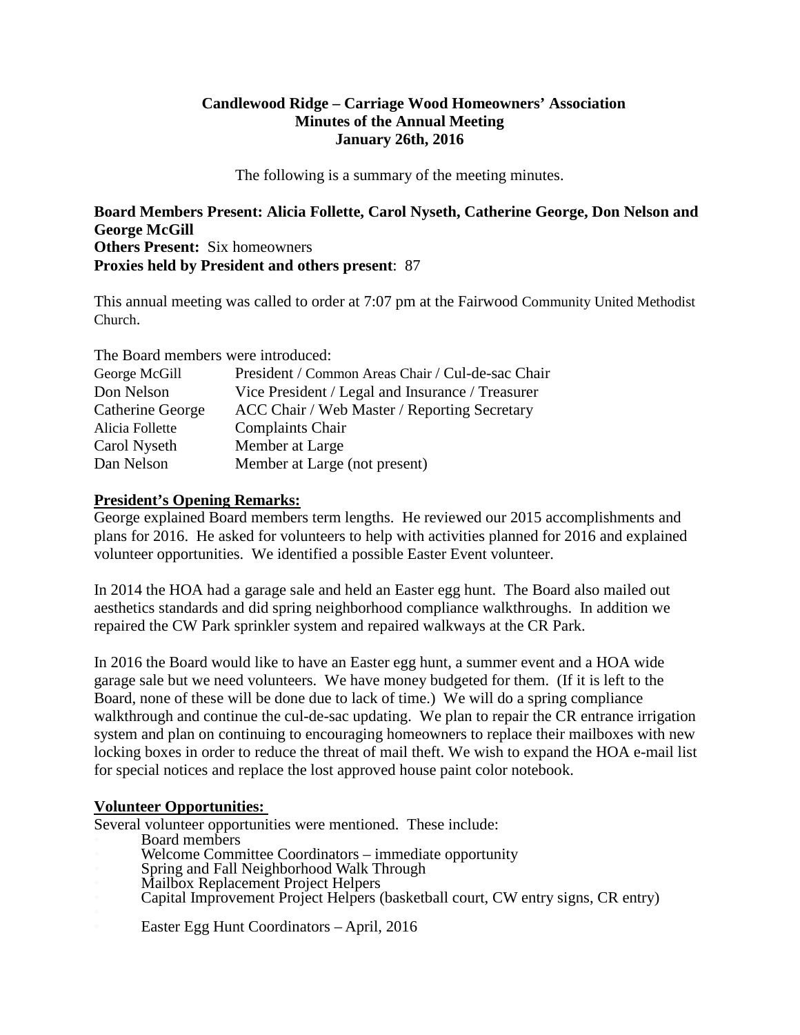**Candlewood Ridge – Carriage Wood Homeowners' Association**
**Minutes of the Annual Meeting**
**January 26th, 2016**

The following is a summary of the meeting minutes.

**Board Members Present: Alicia Follette, Carol Nyseth, Catherine George, Don Nelson and George McGill**
**Others Present:** Six homeowners
**Proxies held by President and others present**: 87

This annual meeting was called to order at 7:07 pm at the Fairwood Community United Methodist Church.

The Board members were introduced:

| | |
|---|---|
| George McGill | President / Common Areas Chair / Cul-de-sac Chair |
| Don Nelson | Vice President / Legal and Insurance / Treasurer |
| Catherine George | ACC Chair / Web Master / Reporting Secretary |
| Alicia Follette | Complaints Chair |
| Carol Nyseth | Member at Large |
| Dan Nelson | Member at Large (not present) |

**President's Opening Remarks:**

George explained Board members term lengths. He reviewed our 2015 accomplishments and plans for 2016. He asked for volunteers to help with activities planned for 2016 and explained volunteer opportunities. We identified a possible Easter Event volunteer.

In 2014 the HOA had a garage sale and held an Easter egg hunt. The Board also mailed out aesthetics standards and did spring neighborhood compliance walkthroughs. In addition we repaired the CW Park sprinkler system and repaired walkways at the CR Park.

In 2016 the Board would like to have an Easter egg hunt, a summer event and a HOA wide garage sale but we need volunteers. We have money budgeted for them. (If it is left to the Board, none of these will be done due to lack of time.) We will do a spring compliance walkthrough and continue the cul-de-sac updating. We plan to repair the CR entrance irrigation system and plan on continuing to encouraging homeowners to replace their mailboxes with new locking boxes in order to reduce the threat of mail theft. We wish to expand the HOA e-mail list for special notices and replace the lost approved house paint color notebook.

**Volunteer Opportunities:**

Several volunteer opportunities were mentioned. These include:

- Board members
- Welcome Committee Coordinators – immediate opportunity
- Spring and Fall Neighborhood Walk Through
- Mailbox Replacement Project Helpers
- Capital Improvement Project Helpers (basketball court, CW entry signs, CR entry)
- Easter Egg Hunt Coordinators – April, 2016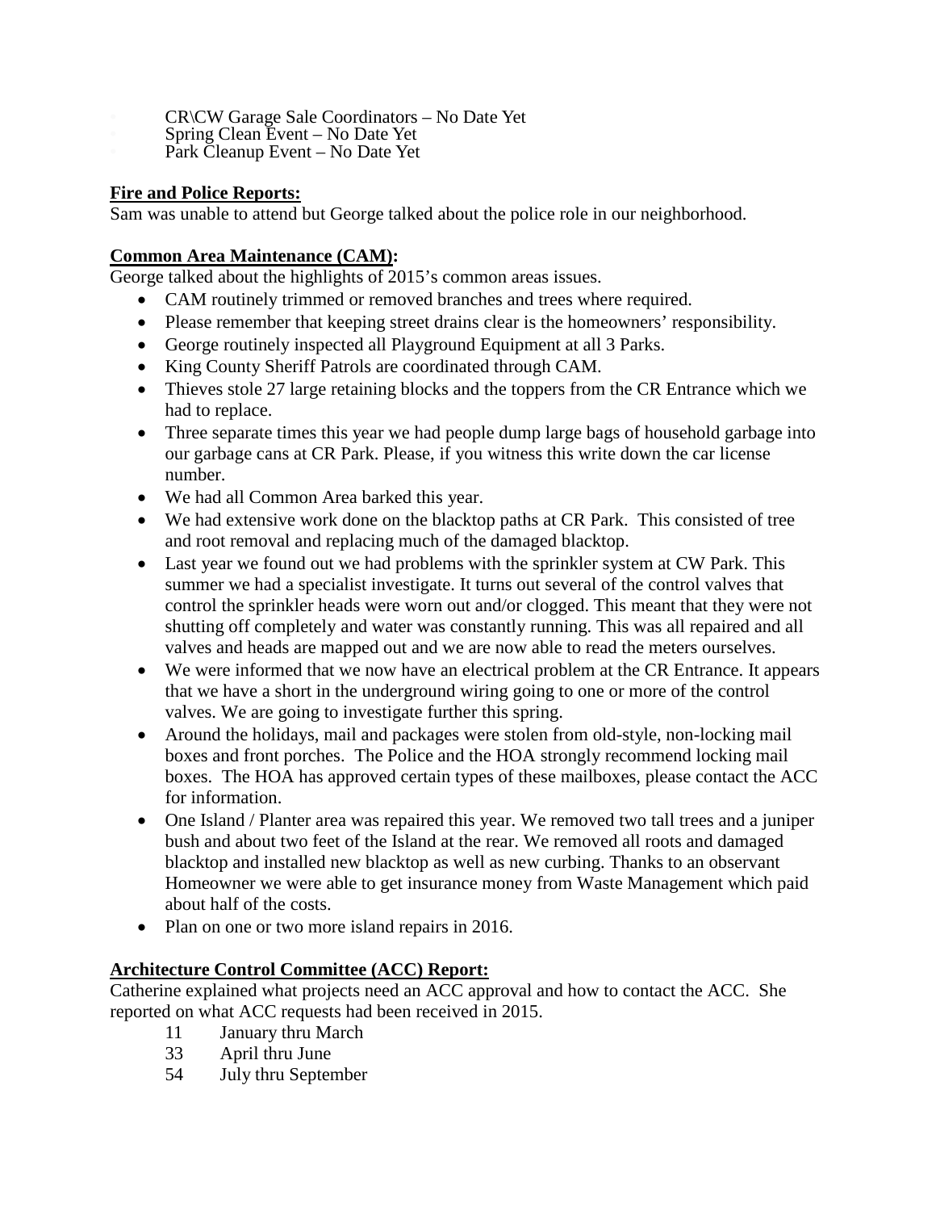- CR\CW Garage Sale Coordinators – No Date Yet
- Spring Clean Event – No Date Yet
- Park Cleanup Event – No Date Yet

**Fire and Police Reports:**

Sam was unable to attend but George talked about the police role in our neighborhood.

**Common Area Maintenance (CAM):**

George talked about the highlights of 2015's common areas issues.

- CAM routinely trimmed or removed branches and trees where required.
- Please remember that keeping street drains clear is the homeowners' responsibility.
- George routinely inspected all Playground Equipment at all 3 Parks.
- King County Sheriff Patrols are coordinated through CAM.
- Thieves stole 27 large retaining blocks and the toppers from the CR Entrance which we had to replace.
- Three separate times this year we had people dump large bags of household garbage into our garbage cans at CR Park. Please, if you witness this write down the car license number.
- We had all Common Area barked this year.
- We had extensive work done on the blacktop paths at CR Park. This consisted of tree and root removal and replacing much of the damaged blacktop.
- Last year we found out we had problems with the sprinkler system at CW Park. This summer we had a specialist investigate. It turns out several of the control valves that control the sprinkler heads were worn out and/or clogged. This meant that they were not shutting off completely and water was constantly running. This was all repaired and all valves and heads are mapped out and we are now able to read the meters ourselves.
- We were informed that we now have an electrical problem at the CR Entrance. It appears that we have a short in the underground wiring going to one or more of the control valves. We are going to investigate further this spring.
- Around the holidays, mail and packages were stolen from old-style, non-locking mail boxes and front porches. The Police and the HOA strongly recommend locking mail boxes. The HOA has approved certain types of these mailboxes, please contact the ACC for information.
- One Island / Planter area was repaired this year. We removed two tall trees and a juniper bush and about two feet of the Island at the rear. We removed all roots and damaged blacktop and installed new blacktop as well as new curbing. Thanks to an observant Homeowner we were able to get insurance money from Waste Management which paid about half of the costs.
- Plan on one or two more island repairs in 2016.

**Architecture Control Committee (ACC) Report:**

Catherine explained what projects need an ACC approval and how to contact the ACC. She reported on what ACC requests had been received in 2015.

11 January thru March
33 April thru June
54 July thru September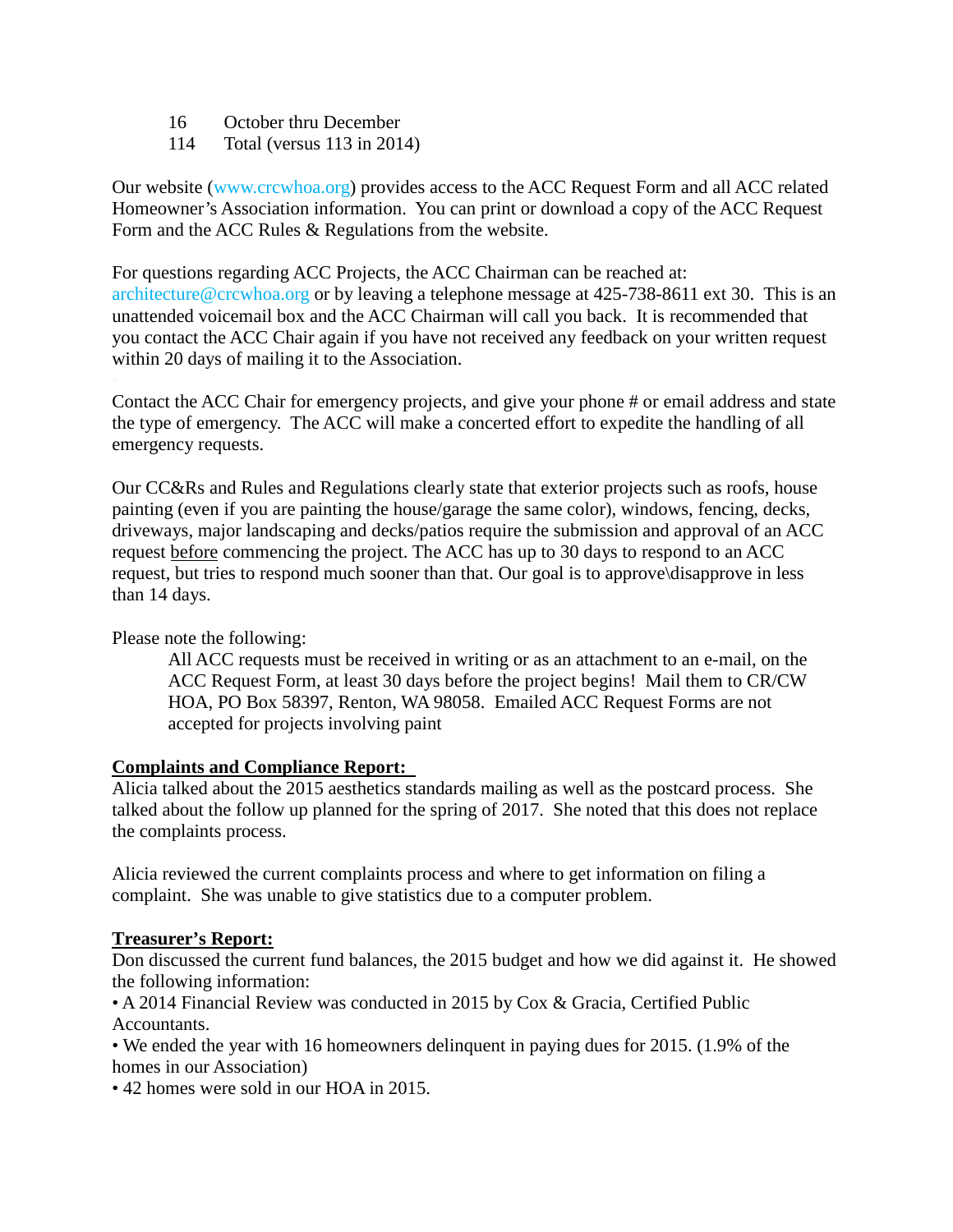16 October thru December
114 Total (versus 113 in 2014)

Our website (www.crcwhoa.org) provides access to the ACC Request Form and all ACC related Homeowner's Association information. You can print or download a copy of the ACC Request Form and the ACC Rules & Regulations from the website.

For questions regarding ACC Projects, the ACC Chairman can be reached at: architecture@crcwhoa.org or by leaving a telephone message at 425-738-8611 ext 30. This is an unattended voicemail box and the ACC Chairman will call you back. It is recommended that you contact the ACC Chair again if you have not received any feedback on your written request within 20 days of mailing it to the Association.

Contact the ACC Chair for emergency projects, and give your phone # or email address and state the type of emergency. The ACC will make a concerted effort to expedite the handling of all emergency requests.

Our CC&Rs and Rules and Regulations clearly state that exterior projects such as roofs, house painting (even if you are painting the house/garage the same color), windows, fencing, decks, driveways, major landscaping and decks/patios require the submission and approval of an ACC request <u>before</u> commencing the project. The ACC has up to 30 days to respond to an ACC request, but tries to respond much sooner than that. Our goal is to approve\disapprove in less than 14 days.

Please note the following:

> All ACC requests must be received in writing or as an attachment to an e-mail, on the ACC Request Form, at least 30 days before the project begins! Mail them to CR/CW HOA, PO Box 58397, Renton, WA 98058. Emailed ACC Request Forms are not accepted for projects involving paint

**<u>Complaints and Compliance Report:</u>**

Alicia talked about the 2015 aesthetics standards mailing as well as the postcard process. She talked about the follow up planned for the spring of 2017. She noted that this does not replace the complaints process.

Alicia reviewed the current complaints process and where to get information on filing a complaint. She was unable to give statistics due to a computer problem.

**<u>Treasurer's Report:</u>**

Don discussed the current fund balances, the 2015 budget and how we did against it. He showed the following information:

- A 2014 Financial Review was conducted in 2015 by Cox & Gracia, Certified Public Accountants.
- We ended the year with 16 homeowners delinquent in paying dues for 2015. (1.9% of the homes in our Association)
- 42 homes were sold in our HOA in 2015.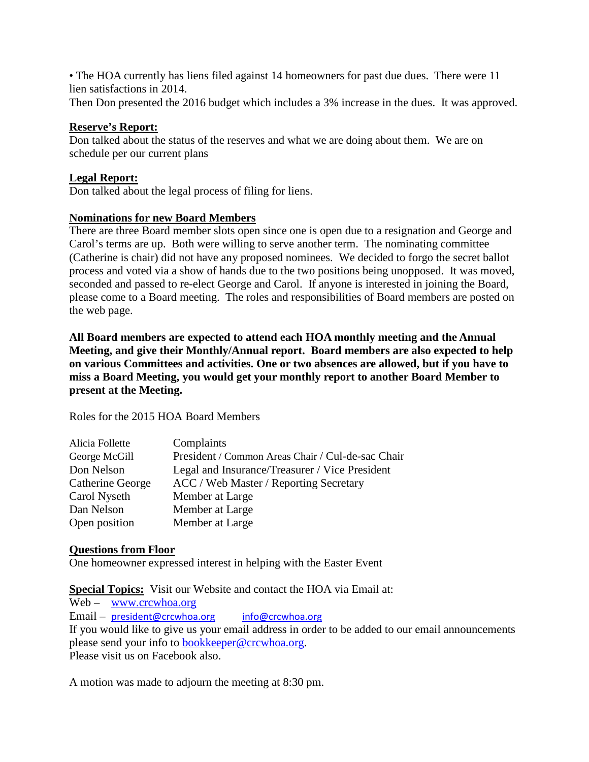• The HOA currently has liens filed against 14 homeowners for past due dues. There were 11 lien satisfactions in 2014.

Then Don presented the 2016 budget which includes a 3% increase in the dues. It was approved.

**<u>Reserve's Report:</u>**
Don talked about the status of the reserves and what we are doing about them. We are on schedule per our current plans

**<u>Legal Report:</u>**
Don talked about the legal process of filing for liens.

**<u>Nominations for new Board Members</u>**
There are three Board member slots open since one is open due to a resignation and George and Carol's terms are up. Both were willing to serve another term. The nominating committee (Catherine is chair) did not have any proposed nominees. We decided to forgo the secret ballot process and voted via a show of hands due to the two positions being unopposed. It was moved, seconded and passed to re-elect George and Carol. If anyone is interested in joining the Board, please come to a Board meeting. The roles and responsibilities of Board members are posted on the web page.

**All Board members are expected to attend each HOA monthly meeting and the Annual Meeting, and give their Monthly/Annual report. Board members are also expected to help on various Committees and activities. One or two absences are allowed, but if you have to miss a Board Meeting, you would get your monthly report to another Board Member to present at the Meeting.**

Roles for the 2015 HOA Board Members

| | |
|---|---|
| Alicia Follette | Complaints |
| George McGill | President / Common Areas Chair / Cul-de-sac Chair |
| Don Nelson | Legal and Insurance/Treasurer / Vice President |
| Catherine George | ACC / Web Master / Reporting Secretary |
| Carol Nyseth | Member at Large |
| Dan Nelson | Member at Large |
| Open position | Member at Large |

**<u>Questions from Floor</u>**
One homeowner expressed interest in helping with the Easter Event

**<u>Special Topics:</u>** Visit our Website and contact the HOA via Email at:
Web – www.crcwhoa.org
Email – president@crcwhoa.org info@crcwhoa.org
If you would like to give us your email address in order to be added to our email announcements please send your info to bookkeeper@crcwhoa.org.
Please visit us on Facebook also.

A motion was made to adjourn the meeting at 8:30 pm.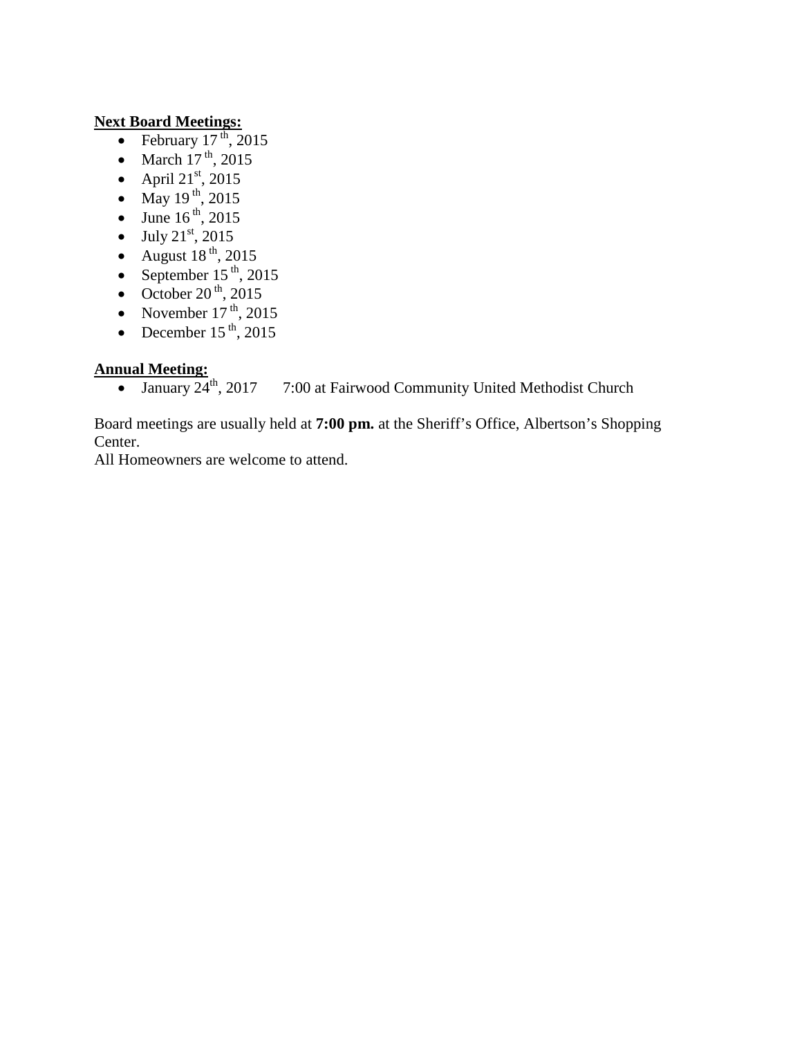**Next Board Meetings:**

- February 17th, 2015
- March 17th, 2015
- April 21st, 2015
- May 19th, 2015
- June 16th, 2015
- July 21st, 2015
- August 18th, 2015
- September 15th, 2015
- October 20th, 2015
- November 17th, 2015
- December 15th, 2015

**Annual Meeting:**

- January 24th, 2017    7:00 at Fairwood Community United Methodist Church

Board meetings are usually held at **7:00 pm.** at the Sheriff's Office, Albertson's Shopping Center.
All Homeowners are welcome to attend.